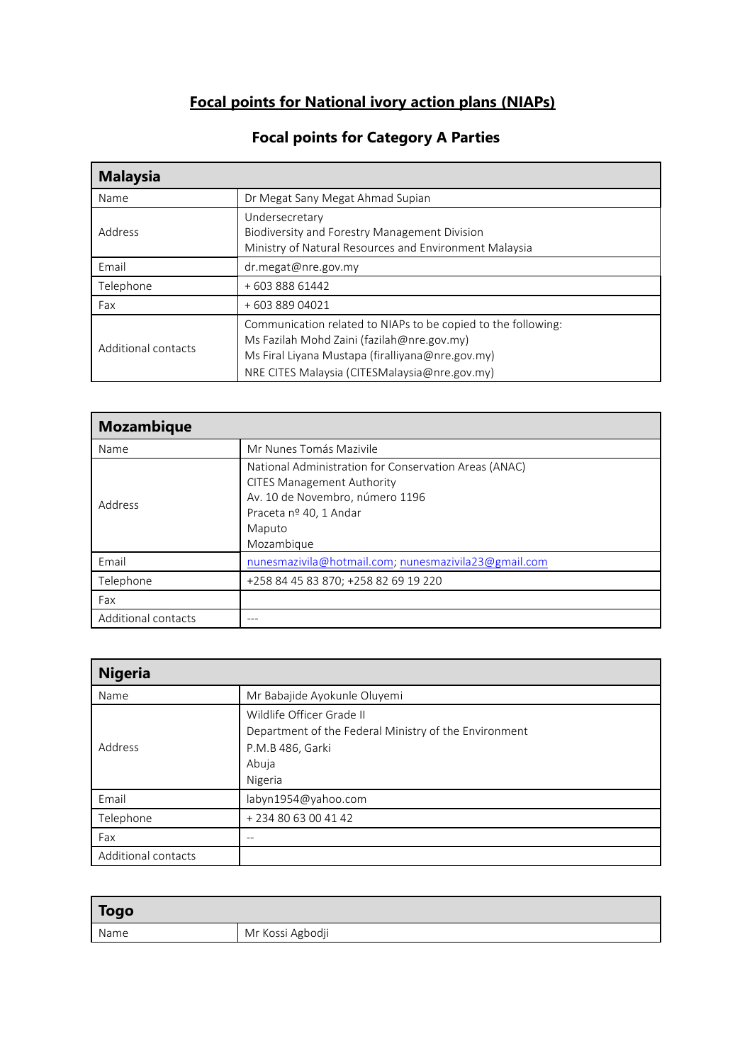# Focal points for National ivory action plans (NIAPs)

## Focal points for Category A Parties

| Malaysia | |
|---|---|
| Name | Dr Megat Sany Megat Ahmad Supian |
| Address | Undersecretary<br>Biodiversity and Forestry Management Division<br>Ministry of Natural Resources and Environment Malaysia |
| Email | dr.megat@nre.gov.my |
| Telephone | + 603 888 61442 |
| Fax | + 603 889 04021 |
| Additional contacts | Communication related to NIAPs to be copied to the following:<br>Ms Fazilah Mohd Zaini (fazilah@nre.gov.my)<br>Ms Firal Liyana Mustapa (firalliyana@nre.gov.my)<br>NRE CITES Malaysia (CITESMalaysia@nre.gov.my) |

| Mozambique | |
|---|---|
| Name | Mr Nunes Tomás Mazivile |
| Address | National Administration for Conservation Areas (ANAC)<br>CITES Management Authority<br>Av. 10 de Novembro, número 1196<br>Praceta nº 40, 1 Andar<br>Maputo<br>Mozambique |
| Email | nunesmazivila@hotmail.com; nunesmazivila23@gmail.com |
| Telephone | +258 84 45 83 870; +258 82 69 19 220 |
| Fax | |
| Additional contacts | --- |

| Nigeria | |
|---|---|
| Name | Mr Babajide Ayokunle Oluyemi |
| Address | Wildlife Officer Grade II<br>Department of the Federal Ministry of the Environment<br>P.M.B 486, Garki<br>Abuja<br>Nigeria |
| Email | labyn1954@yahoo.com |
| Telephone | + 234 80 63 00 41 42 |
| Fax | -- |
| Additional contacts | |

| Togo | |
|---|---|
| Name | Mr Kossi Agbodji |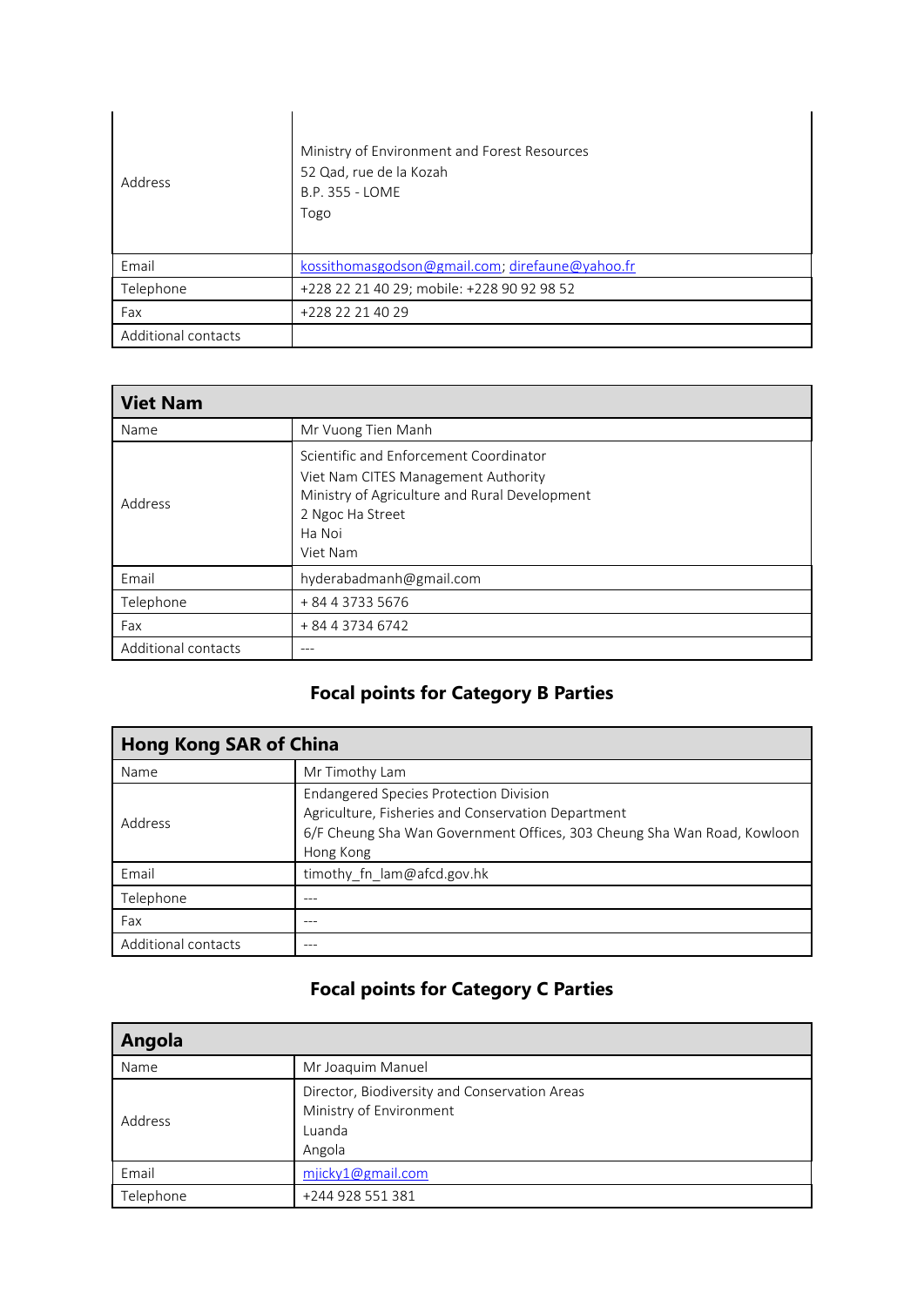| | |
|---|---|
| Address | Ministry of Environment and Forest Resources<br>52 Qad, rue de la Kozah<br>B.P. 355 - LOME<br>Togo |
| Email | kossithomasgodson@gmail.com; direfaune@yahoo.fr |
| Telephone | +228 22 21 40 29; mobile: +228 90 92 98 52 |
| Fax | +228 22 21 40 29 |
| Additional contacts | |

| **Viet Nam** | |
|---|---|
| Name | Mr Vuong Tien Manh |
| Address | Scientific and Enforcement Coordinator<br>Viet Nam CITES Management Authority<br>Ministry of Agriculture and Rural Development<br>2 Ngoc Ha Street<br>Ha Noi<br>Viet Nam |
| Email | hyderabadmanh@gmail.com |
| Telephone | + 84 4 3733 5676 |
| Fax | + 84 4 3734 6742 |
| Additional contacts | --- |

## Focal points for Category B Parties

| **Hong Kong SAR of China** | |
|---|---|
| Name | Mr Timothy Lam |
| Address | Endangered Species Protection Division<br>Agriculture, Fisheries and Conservation Department<br>6/F Cheung Sha Wan Government Offices, 303 Cheung Sha Wan Road, Kowloon<br>Hong Kong |
| Email | timothy_fn_lam@afcd.gov.hk |
| Telephone | --- |
| Fax | --- |
| Additional contacts | --- |

## Focal points for Category C Parties

| **Angola** | |
|---|---|
| Name | Mr Joaquim Manuel |
| Address | Director, Biodiversity and Conservation Areas<br>Ministry of Environment<br>Luanda<br>Angola |
| Email | mjicky1@gmail.com |
| Telephone | +244 928 551 381 |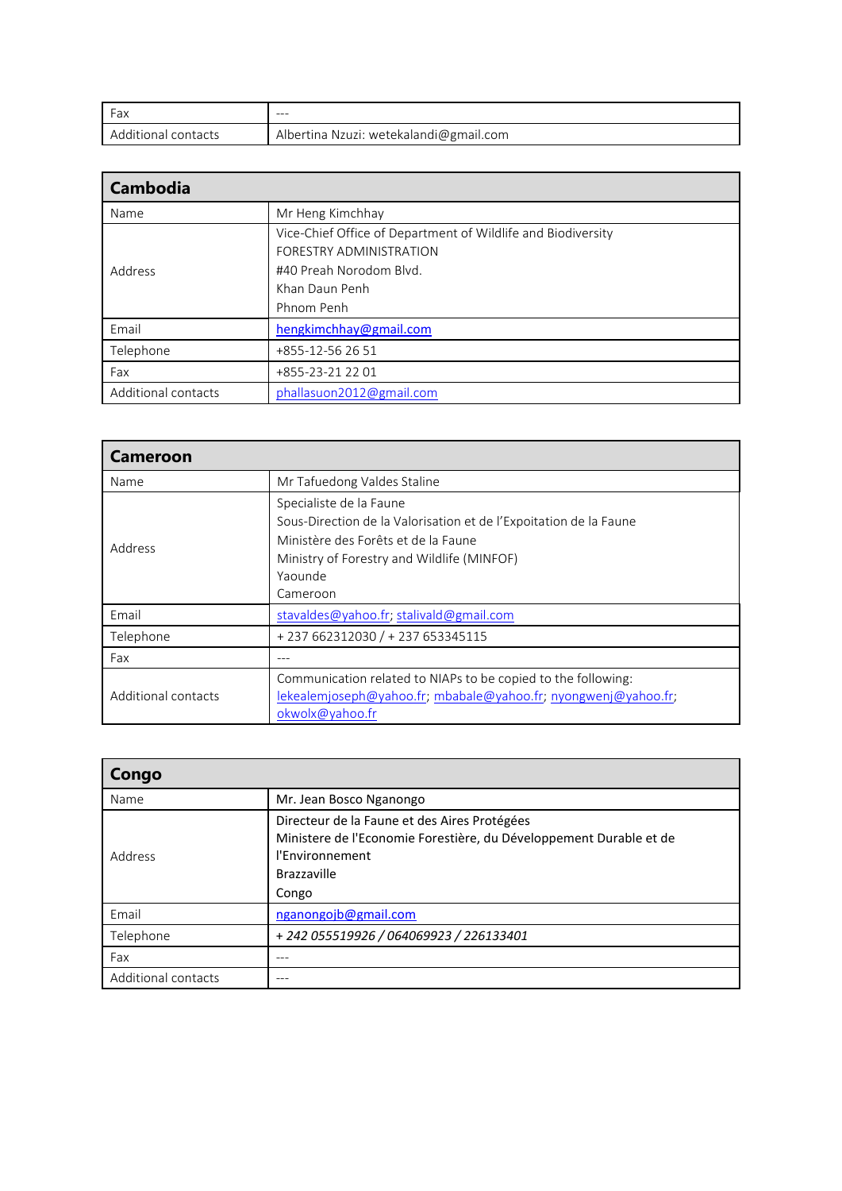| Fax | --- |
|---|---|
| Additional contacts | Albertina Nzuzi: wetekalandi@gmail.com |

| Cambodia | |
|---|---|
| Name | Mr Heng Kimchhay |
| Address | Vice-Chief Office of Department of Wildlife and Biodiversity<br>FORESTRY ADMINISTRATION<br>#40 Preah Norodom Blvd.<br>Khan Daun Penh<br>Phnom Penh |
| Email | hengkimchhay@gmail.com |
| Telephone | +855-12-56 26 51 |
| Fax | +855-23-21 22 01 |
| Additional contacts | phallasuon2012@gmail.com |

| Cameroon | |
|---|---|
| Name | Mr Tafuedong Valdes Staline |
| Address | Specialiste de la Faune<br>Sous-Direction de la Valorisation et de l'Expoitation de la Faune<br>Ministère des Forêts et de la Faune<br>Ministry of Forestry and Wildlife (MINFOF)<br>Yaounde<br>Cameroon |
| Email | stavaldes@yahoo.fr; stalivald@gmail.com |
| Telephone | + 237 662312030 / + 237 653345115 |
| Fax | --- |
| Additional contacts | Communication related to NIAPs to be copied to the following:<br>lekealemjoseph@yahoo.fr; mbabale@yahoo.fr; nyongwenj@yahoo.fr; okwolx@yahoo.fr |

| Congo | |
|---|---|
| Name | Mr. Jean Bosco Nganongo |
| Address | Directeur de la Faune et des Aires Protégées<br>Ministere de l'Economie Forestière, du Développement Durable et de l'Environnement<br>Brazzaville<br>Congo |
| Email | nganongojb@gmail.com |
| Telephone | *+ 242 055519926 / 064069923 / 226133401* |
| Fax | --- |
| Additional contacts | --- |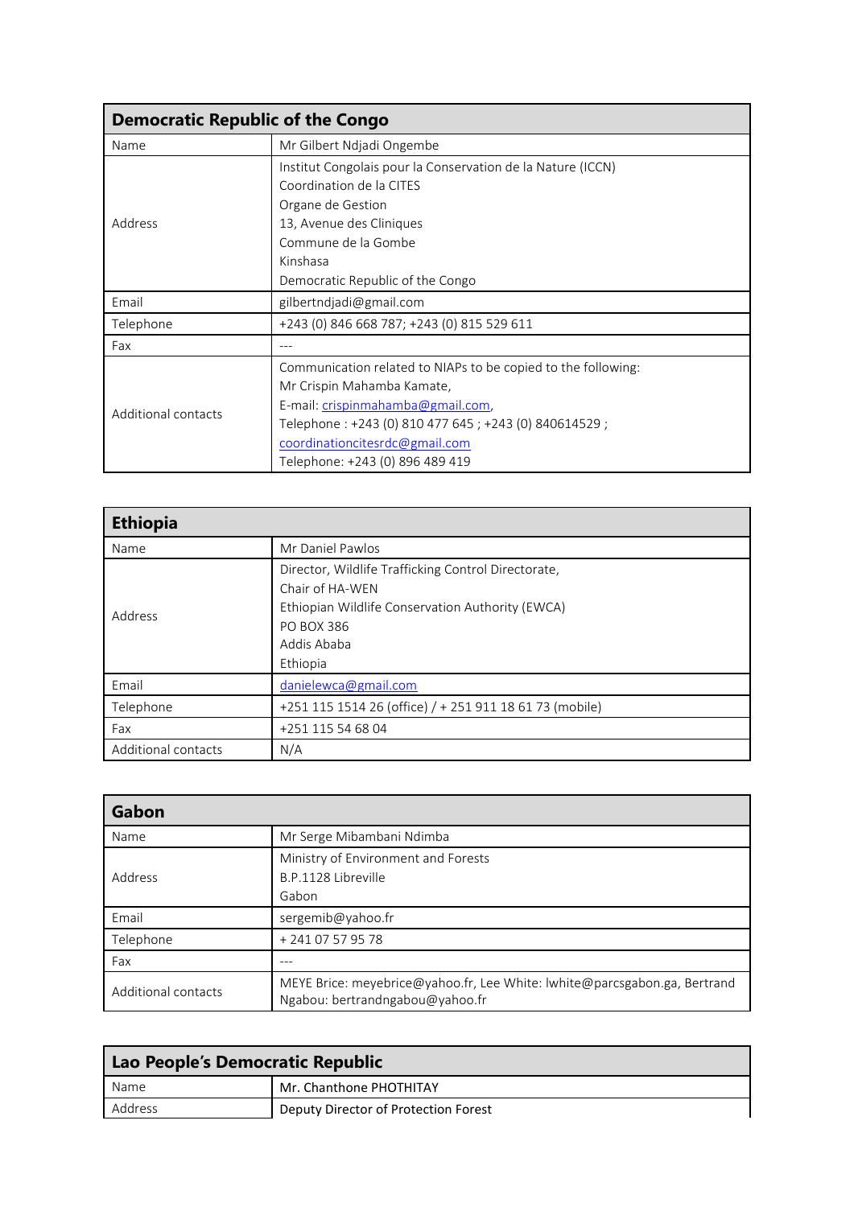| Democratic Republic of the Congo | |
|---|---|
| Name | Mr Gilbert Ndjadi Ongembe |
| Address | Institut Congolais pour la Conservation de la Nature (ICCN)<br>Coordination de la CITES<br>Organe de Gestion<br>13, Avenue des Cliniques<br>Commune de la Gombe<br>Kinshasa<br>Democratic Republic of the Congo |
| Email | gilbertndjadi@gmail.com |
| Telephone | +243 (0) 846 668 787; +243 (0) 815 529 611 |
| Fax | --- |
| Additional contacts | Communication related to NIAPs to be copied to the following:<br>Mr Crispin Mahamba Kamate,<br>E-mail: crispinmahamba@gmail.com,<br>Telephone : +243 (0) 810 477 645 ; +243 (0) 840614529 ;<br>coordinationcitesrdc@gmail.com<br>Telephone: +243 (0) 896 489 419 |

| Ethiopia | |
|---|---|
| Name | Mr Daniel Pawlos |
| Address | Director, Wildlife Trafficking Control Directorate,<br>Chair of HA-WEN<br>Ethiopian Wildlife Conservation Authority (EWCA)<br>PO BOX 386<br>Addis Ababa<br>Ethiopia |
| Email | danielewca@gmail.com |
| Telephone | +251 115 1514 26 (office) / + 251 911 18 61 73 (mobile) |
| Fax | +251 115 54 68 04 |
| Additional contacts | N/A |

| Gabon | |
|---|---|
| Name | Mr Serge Mibambani Ndimba |
| Address | Ministry of Environment and Forests<br>B.P.1128 Libreville<br>Gabon |
| Email | sergemib@yahoo.fr |
| Telephone | + 241 07 57 95 78 |
| Fax | --- |
| Additional contacts | MEYE Brice: meyebrice@yahoo.fr, Lee White: lwhite@parcsgabon.ga, Bertrand Ngabou: bertrandngabou@yahoo.fr |

| Lao People's Democratic Republic | |
|---|---|
| Name | Mr. Chanthone PHOTHITAY |
| Address | Deputy Director of Protection Forest |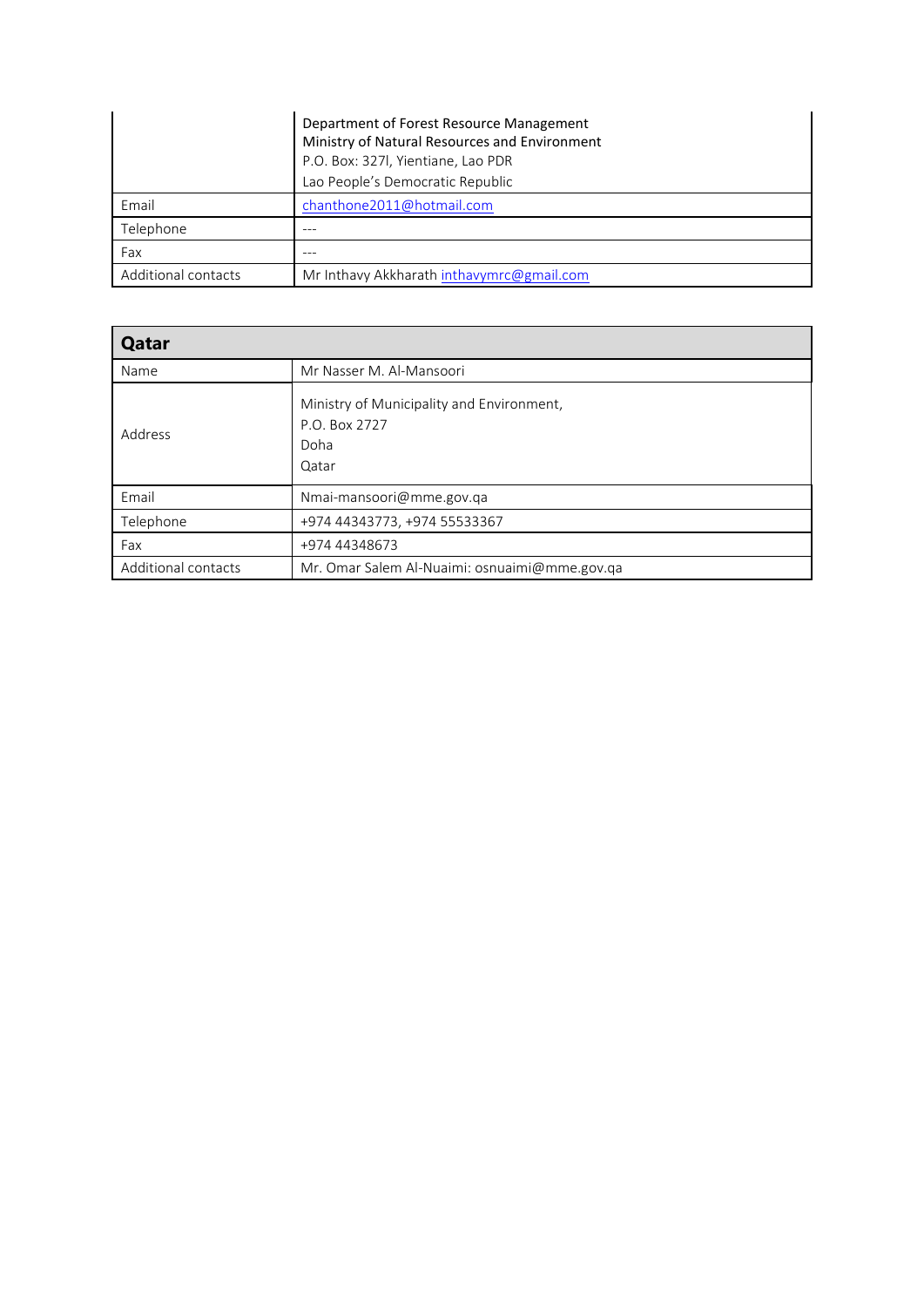| | |
|---|---|
| | Department of Forest Resource Management<br>Ministry of Natural Resources and Environment<br>P.O. Box: 327l, Yientiane, Lao PDR<br>Lao People's Democratic Republic |
| Email | chanthone2011@hotmail.com |
| Telephone | --- |
| Fax | --- |
| Additional contacts | Mr Inthavy Akkharath inthavymrc@gmail.com |

| **Qatar** | |
|---|---|
| Name | Mr Nasser M. Al-Mansoori |
| Address | Ministry of Municipality and Environment,<br>P.O. Box 2727<br>Doha<br>Qatar |
| Email | Nmai-mansoori@mme.gov.qa |
| Telephone | +974 44343773, +974 55533367 |
| Fax | +974 44348673 |
| Additional contacts | Mr. Omar Salem Al-Nuaimi: osnuaimi@mme.gov.qa |